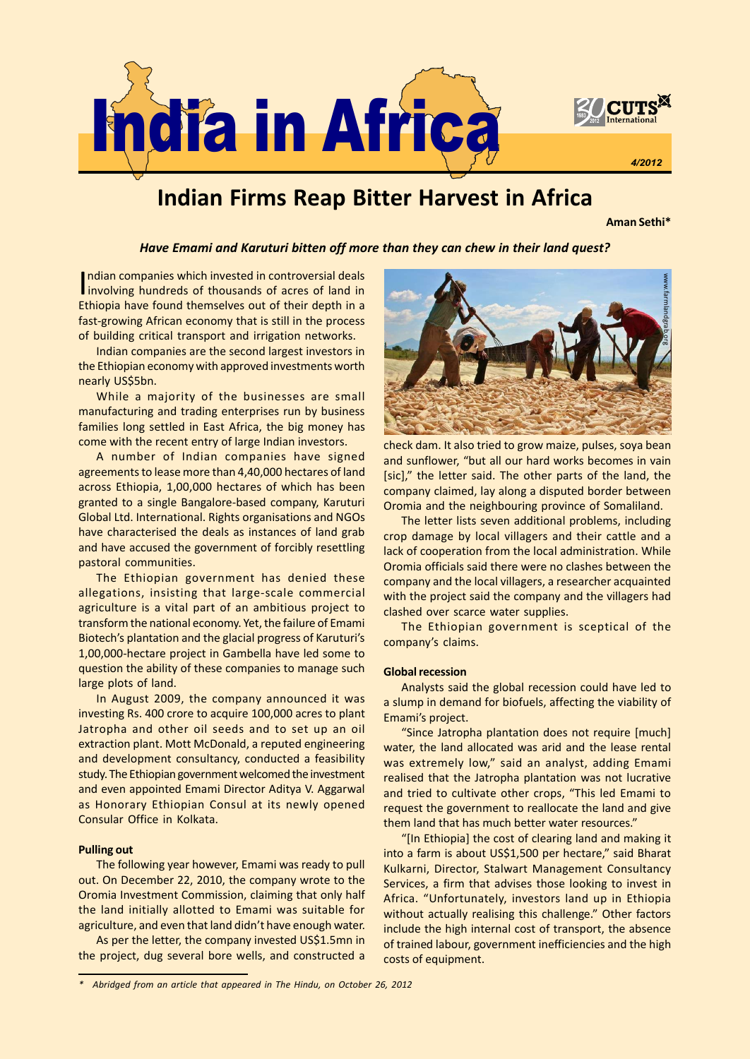# India in Africa

4/2012

## Indian Firms Reap Bitter Harvest in Africa

**Aman Sethi***

***Have Emami and Karuturi bitten off more than they can chew in their land quest?***

Indian companies which invested in controversial deals involving hundreds of thousands of acres of land in Ethiopia have found themselves out of their depth in a fast-growing African economy that is still in the process of building critical transport and irrigation networks.

Indian companies are the second largest investors in the Ethiopian economy with approved investments worth nearly US$5bn.

While a majority of the businesses are small manufacturing and trading enterprises run by business families long settled in East Africa, the big money has come with the recent entry of large Indian investors.

A number of Indian companies have signed agreements to lease more than 4,40,000 hectares of land across Ethiopia, 1,00,000 hectares of which has been granted to a single Bangalore-based company, Karuturi Global Ltd. International. Rights organisations and NGOs have characterised the deals as instances of land grab and have accused the government of forcibly resettling pastoral communities.

The Ethiopian government has denied these allegations, insisting that large-scale commercial agriculture is a vital part of an ambitious project to transform the national economy. Yet, the failure of Emami Biotech's plantation and the glacial progress of Karuturi's 1,00,000-hectare project in Gambella have led some to question the ability of these companies to manage such large plots of land.

In August 2009, the company announced it was investing Rs. 400 crore to acquire 100,000 acres to plant Jatropha and other oil seeds and to set up an oil extraction plant. Mott McDonald, a reputed engineering and development consultancy, conducted a feasibility study. The Ethiopian government welcomed the investment and even appointed Emami Director Aditya V. Aggarwal as Honorary Ethiopian Consul at its newly opened Consular Office in Kolkata.

### Pulling out

The following year however, Emami was ready to pull out. On December 22, 2010, the company wrote to the Oromia Investment Commission, claiming that only half the land initially allotted to Emami was suitable for agriculture, and even that land didn't have enough water.

As per the letter, the company invested US$1.5mn in the project, dug several bore wells, and constructed a check dam. It also tried to grow maize, pulses, soya bean and sunflower, "but all our hard works becomes in vain [sic]," the letter said. The other parts of the land, the company claimed, lay along a disputed border between Oromia and the neighbouring province of Somaliland.

The letter lists seven additional problems, including crop damage by local villagers and their cattle and a lack of cooperation from the local administration. While Oromia officials said there were no clashes between the company and the local villagers, a researcher acquainted with the project said the company and the villagers had clashed over scarce water supplies.

The Ethiopian government is sceptical of the company's claims.

### Global recession

Analysts said the global recession could have led to a slump in demand for biofuels, affecting the viability of Emami's project.

"Since Jatropha plantation does not require [much] water, the land allocated was arid and the lease rental was extremely low," said an analyst, adding Emami realised that the Jatropha plantation was not lucrative and tried to cultivate other crops, "This led Emami to request the government to reallocate the land and give them land that has much better water resources."

"[In Ethiopia] the cost of clearing land and making it into a farm is about US$1,500 per hectare," said Bharat Kulkarni, Director, Stalwart Management Consultancy Services, a firm that advises those looking to invest in Africa. "Unfortunately, investors land up in Ethiopia without actually realising this challenge." Other factors include the high internal cost of transport, the absence of trained labour, government inefficiencies and the high costs of equipment.

---

* *Abridged from an article that appeared in The Hindu, on October 26, 2012*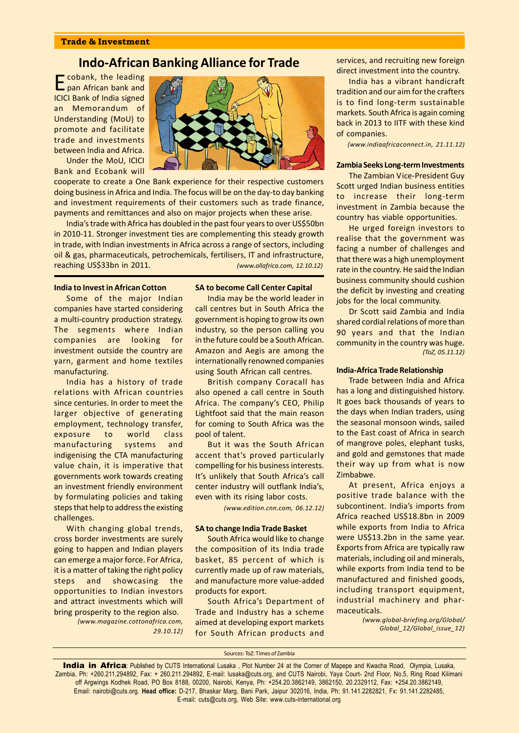**Trade & Investment**

## Indo-African Banking Alliance for Trade

Ecobank, the leading pan African bank and ICICI Bank of India signed an Memorandum of Understanding (MoU) to promote and facilitate trade and investments between India and Africa.

Under the MoU, ICICI Bank and Ecobank will cooperate to create a One Bank experience for their respective customers doing business in Africa and India. The focus will be on the day-to day banking and investment requirements of their customers such as trade finance, payments and remittances and also on major projects when these arise.

India's trade with Africa has doubled in the past four years to over US$50bn in 2010-11. Stronger investment ties are complementing this steady growth in trade, with Indian investments in Africa across a range of sectors, including oil & gas, pharmaceuticals, petrochemicals, fertilisers, IT and infrastructure, reaching US$33bn in 2011. *(www.allafrica.com, 12.10.12)*

### India to Invest in African Cotton

Some of the major Indian companies have started considering a multi-country production strategy. The segments where Indian companies are looking for investment outside the country are yarn, garment and home textiles manufacturing.

India has a history of trade relations with African countries since centuries. In order to meet the larger objective of generating employment, technology transfer, exposure to world class manufacturing systems and indigenising the CTA manufacturing value chain, it is imperative that governments work towards creating an investment friendly environment by formulating policies and taking steps that help to address the existing challenges.

With changing global trends, cross border investments are surely going to happen and Indian players can emerge a major force. For Africa, it is a matter of taking the right policy steps and showcasing the opportunities to Indian investors and attract investments which will bring prosperity to the region also.

*(www.magazine.cottonafrica.com, 29.10.12)*

### SA to become Call Center Capital

India may be the world leader in call centres but in South Africa the government is hoping to grow its own industry, so the person calling you in the future could be a South African. Amazon and Aegis are among the internationally renowned companies using South African call centres.

British company Coracall has also opened a call centre in South Africa. The company's CEO, Philip Lightfoot said that the main reason for coming to South Africa was the pool of talent.

But it was the South African accent that's proved particularly compelling for business interests. It's unlikely that South Africa's call center industry will outflank India's, even with its rising labor costs.

*(www.edition.cnn.com, 06.12.12)*

### SA to change India Trade Basket

South Africa would like to change the composition of its India trade basket, 85 percent of which is currently made up of raw materials, and manufacture more value-added products for export.

South Africa's Department of Trade and Industry has a scheme aimed at developing export markets for South African products and services, and recruiting new foreign direct investment into the country.

India has a vibrant handicraft tradition and our aim for the crafters is to find long-term sustainable markets. South Africa is again coming back in 2013 to IITF with these kind of companies.

*(www.indiaafricaconnect.in, 21.11.12)*

### Zambia Seeks Long-term Investments

The Zambian Vice-President Guy Scott urged Indian business entities to increase their long-term investment in Zambia because the country has viable opportunities.

He urged foreign investors to realise that the government was facing a number of challenges and that there was a high unemployment rate in the country. He said the Indian business community should cushion the deficit by investing and creating jobs for the local community.

Dr Scott said Zambia and India shared cordial relations of more than 90 years and that the Indian community in the country was huge.

*(ToZ, 05.11.12)*

### India-Africa Trade Relationship

Trade between India and Africa has a long and distinguished history. It goes back thousands of years to the days when Indian traders, using the seasonal monsoon winds, sailed to the East coast of Africa in search of mangrove poles, elephant tusks, and gold and gemstones that made their way up from what is now Zimbabwe.

At present, Africa enjoys a positive trade balance with the subcontinent. India's imports from Africa reached US$18.8bn in 2009 while exports from India to Africa were US$13.2bn in the same year. Exports from Africa are typically raw materials, including oil and minerals, while exports from India tend to be manufactured and finished goods, including transport equipment, industrial machinery and pharmaceuticals.

*(www.global-briefing.org/Global/Global_12/Global_issue_12)*

Sources: ToZ: Times of Zambia

**India in Africa**: Published by CUTS International Lusaka , Plot Number 24 at the Corner of Mapepe and Kwacha Road, Olympia, Lusaka, Zambia, Ph: +260.211.294892, Fax: + 260.211.294892, E-mail: lusaka@cuts.org, and CUTS Nairobi, Yaya Court- 2nd Floor, No.5, Ring Road Kilimani off Argwings Kodhek Road, PO Box 8188, 00200, Nairobi, Kenya, Ph: +254.20.3862149, 3862150, 20.2329112, Fax: +254.20.3862149, Email: nairobi@cuts.org. **Head office:** D-217, Bhaskar Marg, Bani Park, Jaipur 302016, India, Ph: 91.141.2282821, Fx: 91.141.2282485, E-mail: cuts@cuts.org, Web Site: www.cuts-international.org